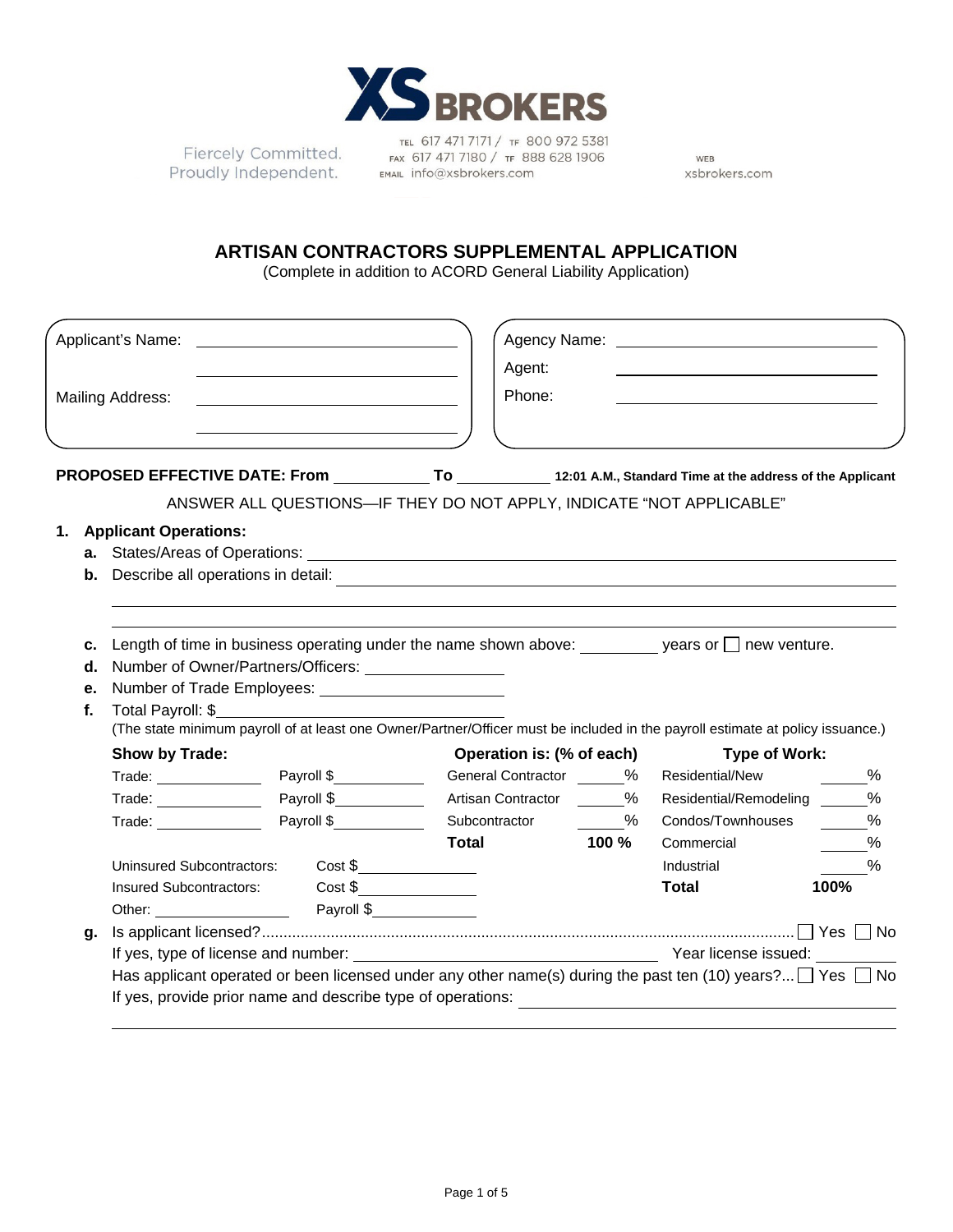**XS BROKERS**

Fiercely Committed.
Proudly Independent.

TEL 617 471 7171 / TF 800 972 5381
FAX 617 471 7180 / TF 888 628 1906
EMAIL info@xsbrokers.com

WEB
xsbrokers.com

# ARTISAN CONTRACTORS SUPPLEMENTAL APPLICATION

(Complete in addition to ACORD General Liability Application)

| | |
|---|---|
| Applicant's Name: ______________________ | Agency Name: ______________________ |
| ______________________ | Agent: ______________________ |
| Mailing Address: ______________________ | Phone: ______________________ |
| ______________________ | |

**PROPOSED EFFECTIVE DATE: From** __________ **To** __________ **12:01 A.M., Standard Time at the address of the Applicant**

ANSWER ALL QUESTIONS—IF THEY DO NOT APPLY, INDICATE "NOT APPLICABLE"

**1. Applicant Operations:**

**a.** States/Areas of Operations: ______________________

**b.** Describe all operations in detail: ______________________

______________________

______________________

**c.** Length of time in business operating under the name shown above: ________ years or ☐ new venture.

**d.** Number of Owner/Partners/Officers: ______________

**e.** Number of Trade Employees: ______________

**f.** Total Payroll: $______________

(The state minimum payroll of at least one Owner/Partner/Officer must be included in the payroll estimate at policy issuance.)

| **Show by Trade:** | | **Operation is: (% of each)** | | **Type of Work:** | |
|---|---|---|---|---|---|
| Trade: ________ | Payroll $________ | General Contractor | ____% | Residential/New | ____% |
| Trade: ________ | Payroll $________ | Artisan Contractor | ____% | Residential/Remodeling | ____% |
| Trade: ________ | Payroll $________ | Subcontractor | ____% | Condos/Townhouses | ____% |
| | | **Total** | **100 %** | Commercial | ____% |
| Uninsured Subcontractors: | Cost $________ | | | Industrial | ____% |
| Insured Subcontractors: | Cost $________ | | | **Total** | **100%** |
| Other: ________ | Payroll $________ | | | | |

**g.** Is applicant licensed?........................................................................................................................ ☐ Yes ☐ No

If yes, type of license and number: ______________________ Year license issued: ________

Has applicant operated or been licensed under any other name(s) during the past ten (10) years?... ☐ Yes ☐ No

If yes, provide prior name and describe type of operations: ______________________

______________________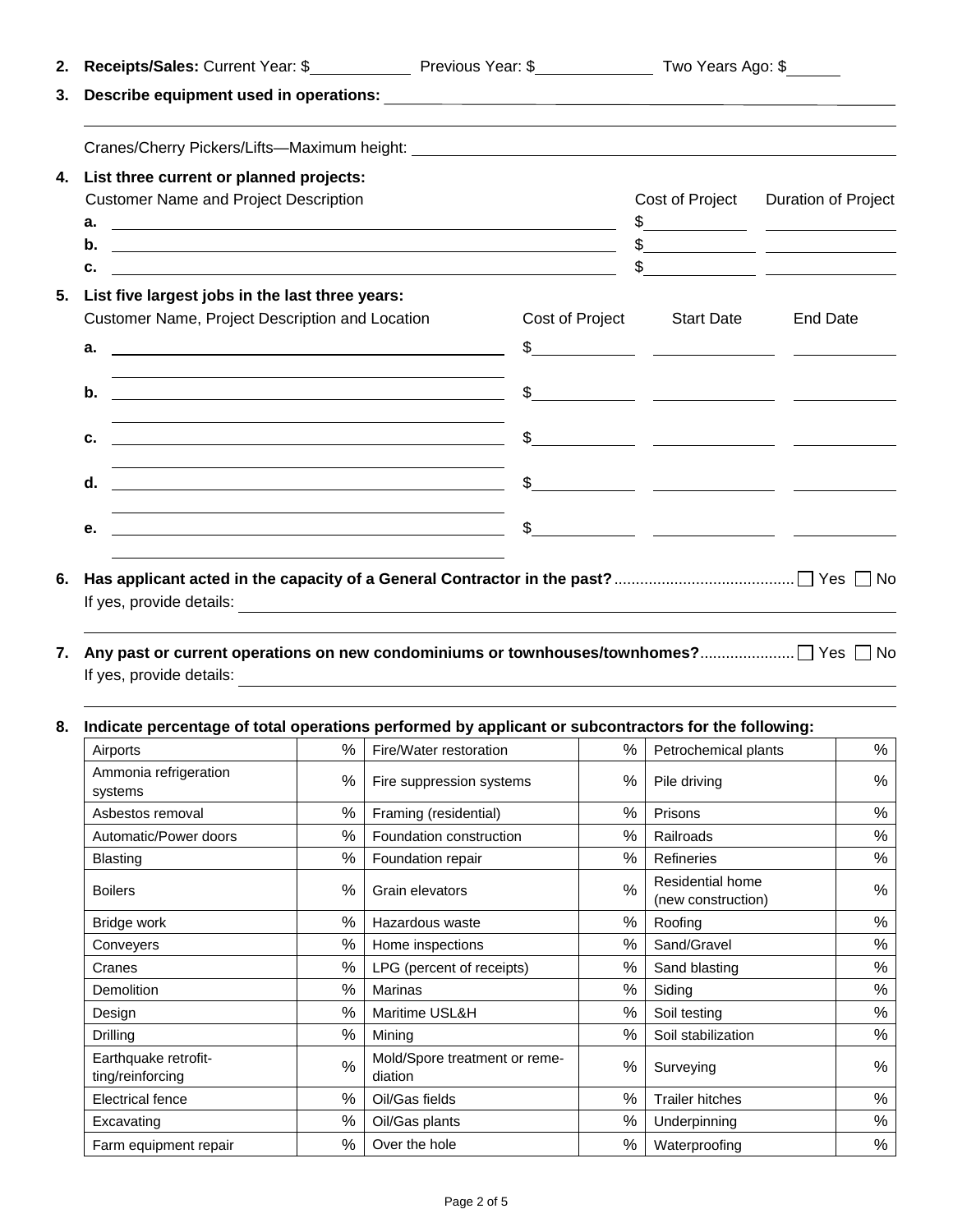2. **Receipts/Sales:** Current Year: $\_\_\_\_\_\_\_\_\_\_ Previous Year: $\_\_\_\_\_\_\_\_\_\_ Two Years Ago: $\_\_\_\_\_\_

3. **Describe equipment used in operations:** \_\_\_\_\_\_\_\_\_\_\_\_\_\_\_\_\_\_\_\_\_\_\_\_\_\_\_\_\_\_\_\_\_\_\_\_\_\_\_\_

   \_\_\_\_\_\_\_\_\_\_\_\_\_\_\_\_\_\_\_\_\_\_\_\_\_\_\_\_\_\_\_\_\_\_\_\_\_\_\_\_\_\_\_\_\_\_\_\_\_\_\_\_\_\_\_\_\_\_\_\_

   Cranes/Cherry Pickers/Lifts—Maximum height: \_\_\_\_\_\_\_\_\_\_\_\_\_\_\_\_\_\_\_\_\_\_\_\_\_\_\_\_\_\_\_\_\_\_\_\_

4. **List three current or planned projects:**

| | Customer Name and Project Description | Cost of Project | Duration of Project |
|---|---|---|---|
| a. | | $ | |
| b. | | $ | |
| c. | | $ | |

5. **List five largest jobs in the last three years:**

| | Customer Name, Project Description and Location | Cost of Project | Start Date | End Date |
|---|---|---|---|---|
| a. | | $ | | |
| b. | | $ | | |
| c. | | $ | | |
| d. | | $ | | |
| e. | | $ | | |

6. **Has applicant acted in the capacity of a General Contractor in the past?** .......... ☐ Yes ☐ No

   If yes, provide details: \_\_\_\_\_\_\_\_\_\_\_\_\_\_\_\_\_\_\_\_\_\_\_\_\_\_\_\_\_\_\_\_\_\_\_\_\_\_\_\_

7. **Any past or current operations on new condominiums or townhouses/townhomes?** .......... ☐ Yes ☐ No

   If yes, provide details: \_\_\_\_\_\_\_\_\_\_\_\_\_\_\_\_\_\_\_\_\_\_\_\_\_\_\_\_\_\_\_\_\_\_\_\_\_\_\_\_

8. **Indicate percentage of total operations performed by applicant or subcontractors for the following:**

| | | | | | |
|---|---|---|---|---|---|
| Airports | % | Fire/Water restoration | % | Petrochemical plants | % |
| Ammonia refrigeration systems | % | Fire suppression systems | % | Pile driving | % |
| Asbestos removal | % | Framing (residential) | % | Prisons | % |
| Automatic/Power doors | % | Foundation construction | % | Railroads | % |
| Blasting | % | Foundation repair | % | Refineries | % |
| Boilers | % | Grain elevators | % | Residential home (new construction) | % |
| Bridge work | % | Hazardous waste | % | Roofing | % |
| Conveyers | % | Home inspections | % | Sand/Gravel | % |
| Cranes | % | LPG (percent of receipts) | % | Sand blasting | % |
| Demolition | % | Marinas | % | Siding | % |
| Design | % | Maritime USL&H | % | Soil testing | % |
| Drilling | % | Mining | % | Soil stabilization | % |
| Earthquake retrofitting/reinforcing | % | Mold/Spore treatment or remediation | % | Surveying | % |
| Electrical fence | % | Oil/Gas fields | % | Trailer hitches | % |
| Excavating | % | Oil/Gas plants | % | Underpinning | % |
| Farm equipment repair | % | Over the hole | % | Waterproofing | % |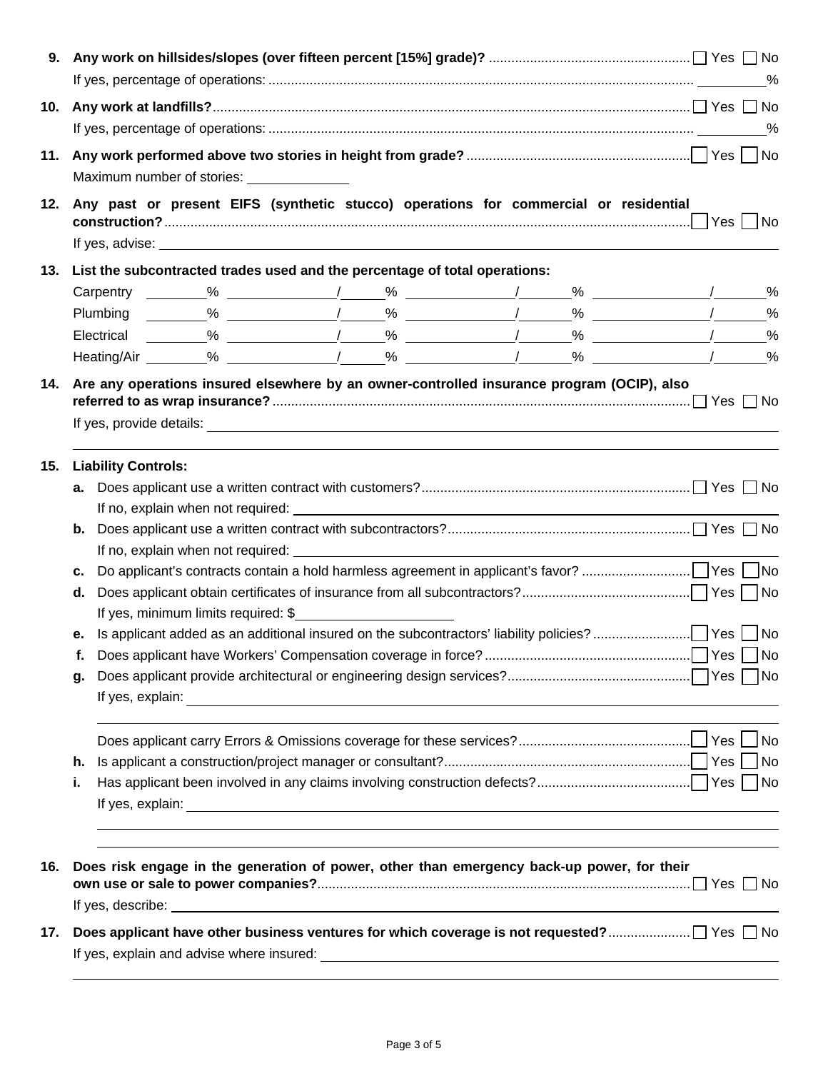**9. Any work on hillsides/slopes (over fifteen percent [15%] grade)?** ☐ Yes ☐ No

If yes, percentage of operations: ________%

**10. Any work at landfills?** ☐ Yes ☐ No

If yes, percentage of operations: ________%

**11. Any work performed above two stories in height from grade?** ☐ Yes ☐ No

Maximum number of stories: ____________

**12. Any past or present EIFS (synthetic stucco) operations for commercial or residential construction?** ☐ Yes ☐ No

If yes, advise: ____________________

**13. List the subcontracted trades used and the percentage of total operations:**

| | | | | |
|---|---|---|---|---|
| Carpentry | ______% | ____________/______% | ____________/______% | ____________/______% |
| Plumbing | ______% | ____________/______% | ____________/______% | ____________/______% |
| Electrical | ______% | ____________/______% | ____________/______% | ____________/______% |
| Heating/Air | ______% | ____________/______% | ____________/______% | ____________/______% |

**14. Are any operations insured elsewhere by an owner-controlled insurance program (OCIP), also referred to as wrap insurance?** ☐ Yes ☐ No

If yes, provide details: ____________________

**15. Liability Controls:**

**a.** Does applicant use a written contract with customers? ☐ Yes ☐ No

If no, explain when not required: ____________________

**b.** Does applicant use a written contract with subcontractors? ☐ Yes ☐ No

If no, explain when not required: ____________________

**c.** Do applicant's contracts contain a hold harmless agreement in applicant's favor? ☐ Yes ☐ No

**d.** Does applicant obtain certificates of insurance from all subcontractors? ☐ Yes ☐ No

If yes, minimum limits required: $____________________

**e.** Is applicant added as an additional insured on the subcontractors' liability policies? ☐ Yes ☐ No

**f.** Does applicant have Workers' Compensation coverage in force? ☐ Yes ☐ No

**g.** Does applicant provide architectural or engineering design services? ☐ Yes ☐ No

If yes, explain: ____________________

Does applicant carry Errors & Omissions coverage for these services? ☐ Yes ☐ No

**h.** Is applicant a construction/project manager or consultant? ☐ Yes ☐ No

**i.** Has applicant been involved in any claims involving construction defects? ☐ Yes ☐ No

If yes, explain: ____________________

**16. Does risk engage in the generation of power, other than emergency back-up power, for their own use or sale to power companies?** ☐ Yes ☐ No

If yes, describe: ____________________

**17. Does applicant have other business ventures for which coverage is not requested?** ☐ Yes ☐ No

If yes, explain and advise where insured: ____________________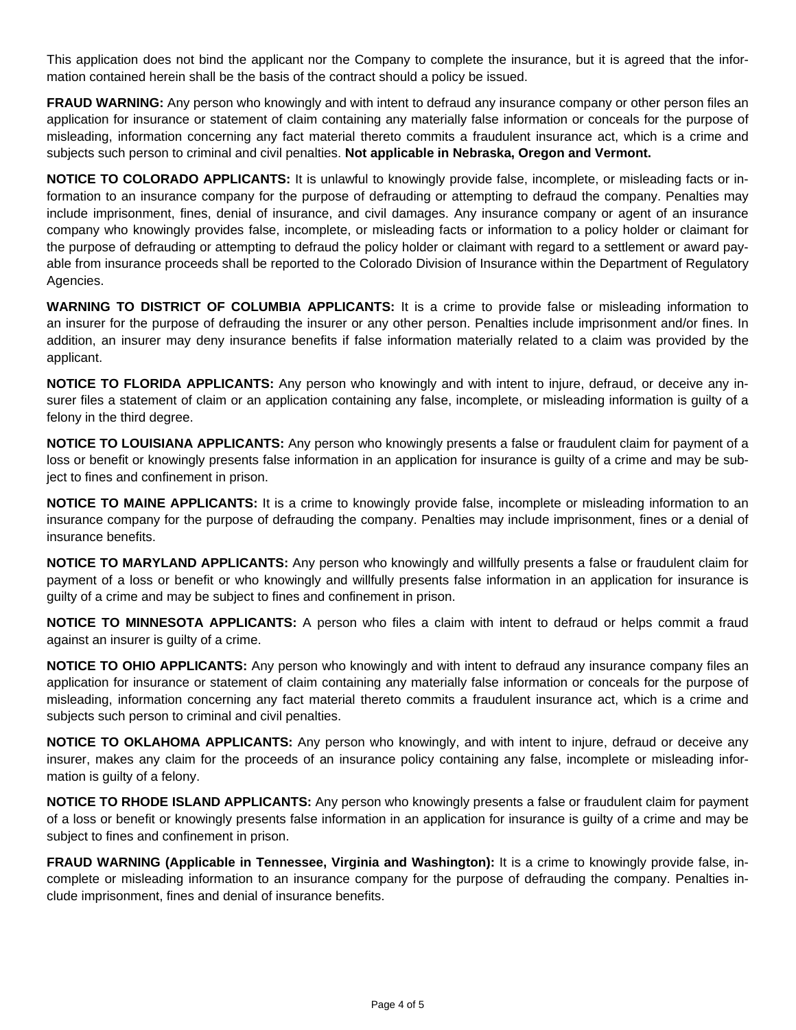This application does not bind the applicant nor the Company to complete the insurance, but it is agreed that the information contained herein shall be the basis of the contract should a policy be issued.

**FRAUD WARNING:** Any person who knowingly and with intent to defraud any insurance company or other person files an application for insurance or statement of claim containing any materially false information or conceals for the purpose of misleading, information concerning any fact material thereto commits a fraudulent insurance act, which is a crime and subjects such person to criminal and civil penalties. **Not applicable in Nebraska, Oregon and Vermont.**

**NOTICE TO COLORADO APPLICANTS:** It is unlawful to knowingly provide false, incomplete, or misleading facts or information to an insurance company for the purpose of defrauding or attempting to defraud the company. Penalties may include imprisonment, fines, denial of insurance, and civil damages. Any insurance company or agent of an insurance company who knowingly provides false, incomplete, or misleading facts or information to a policy holder or claimant for the purpose of defrauding or attempting to defraud the policy holder or claimant with regard to a settlement or award payable from insurance proceeds shall be reported to the Colorado Division of Insurance within the Department of Regulatory Agencies.

**WARNING TO DISTRICT OF COLUMBIA APPLICANTS:** It is a crime to provide false or misleading information to an insurer for the purpose of defrauding the insurer or any other person. Penalties include imprisonment and/or fines. In addition, an insurer may deny insurance benefits if false information materially related to a claim was provided by the applicant.

**NOTICE TO FLORIDA APPLICANTS:** Any person who knowingly and with intent to injure, defraud, or deceive any insurer files a statement of claim or an application containing any false, incomplete, or misleading information is guilty of a felony in the third degree.

**NOTICE TO LOUISIANA APPLICANTS:** Any person who knowingly presents a false or fraudulent claim for payment of a loss or benefit or knowingly presents false information in an application for insurance is guilty of a crime and may be subject to fines and confinement in prison.

**NOTICE TO MAINE APPLICANTS:** It is a crime to knowingly provide false, incomplete or misleading information to an insurance company for the purpose of defrauding the company. Penalties may include imprisonment, fines or a denial of insurance benefits.

**NOTICE TO MARYLAND APPLICANTS:** Any person who knowingly and willfully presents a false or fraudulent claim for payment of a loss or benefit or who knowingly and willfully presents false information in an application for insurance is guilty of a crime and may be subject to fines and confinement in prison.

**NOTICE TO MINNESOTA APPLICANTS:** A person who files a claim with intent to defraud or helps commit a fraud against an insurer is guilty of a crime.

**NOTICE TO OHIO APPLICANTS:** Any person who knowingly and with intent to defraud any insurance company files an application for insurance or statement of claim containing any materially false information or conceals for the purpose of misleading, information concerning any fact material thereto commits a fraudulent insurance act, which is a crime and subjects such person to criminal and civil penalties.

**NOTICE TO OKLAHOMA APPLICANTS:** Any person who knowingly, and with intent to injure, defraud or deceive any insurer, makes any claim for the proceeds of an insurance policy containing any false, incomplete or misleading information is guilty of a felony.

**NOTICE TO RHODE ISLAND APPLICANTS:** Any person who knowingly presents a false or fraudulent claim for payment of a loss or benefit or knowingly presents false information in an application for insurance is guilty of a crime and may be subject to fines and confinement in prison.

**FRAUD WARNING (Applicable in Tennessee, Virginia and Washington):** It is a crime to knowingly provide false, incomplete or misleading information to an insurance company for the purpose of defrauding the company. Penalties include imprisonment, fines and denial of insurance benefits.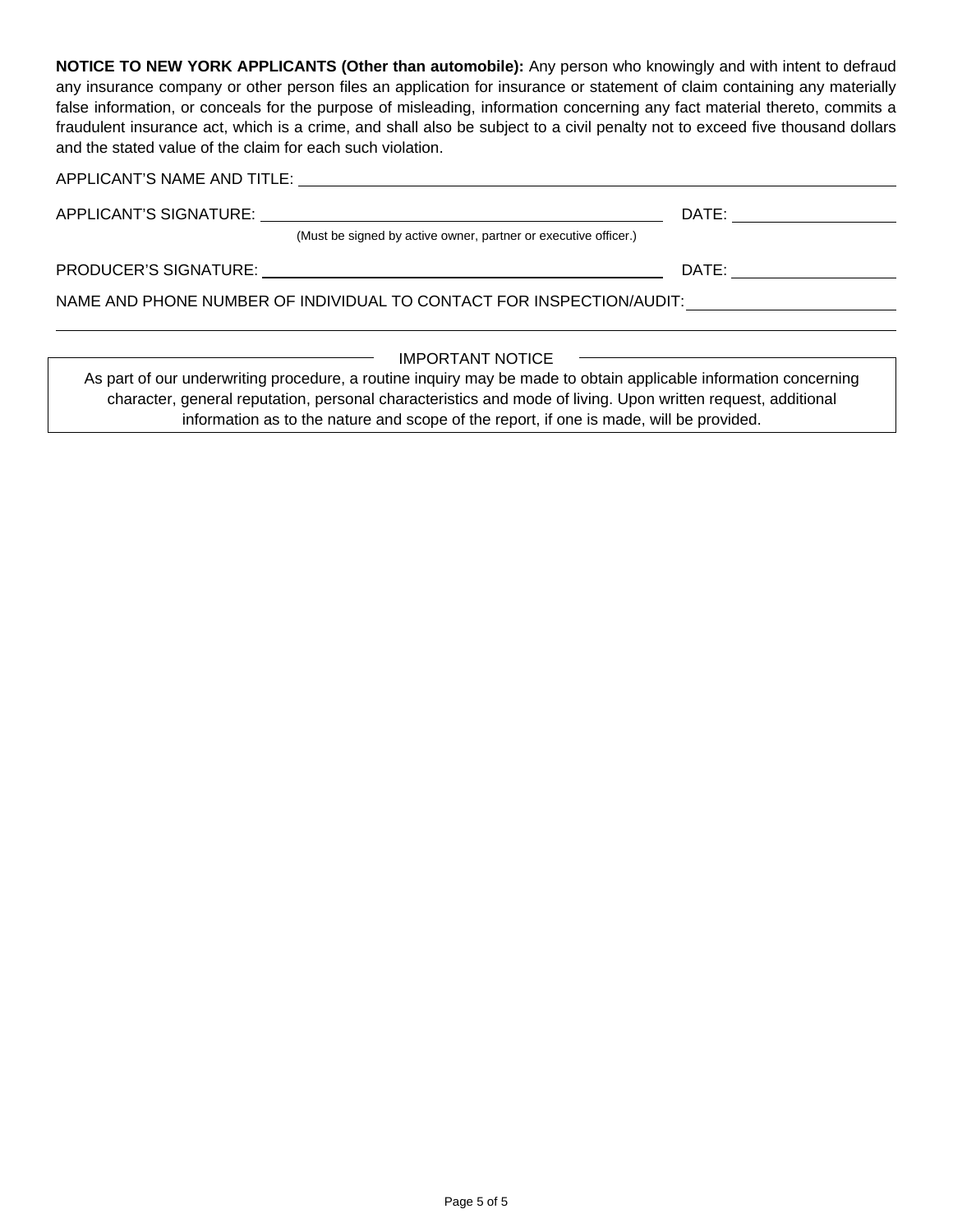**NOTICE TO NEW YORK APPLICANTS (Other than automobile):** Any person who knowingly and with intent to defraud any insurance company or other person files an application for insurance or statement of claim containing any materially false information, or conceals for the purpose of misleading, information concerning any fact material thereto, commits a fraudulent insurance act, which is a crime, and shall also be subject to a civil penalty not to exceed five thousand dollars and the stated value of the claim for each such violation.

APPLICANT'S NAME AND TITLE: ______________________________

APPLICANT'S SIGNATURE: ______________________________ DATE: ______________

(Must be signed by active owner, partner or executive officer.)

PRODUCER'S SIGNATURE: ______________________________ DATE: ______________

NAME AND PHONE NUMBER OF INDIVIDUAL TO CONTACT FOR INSPECTION/AUDIT: ______________________________

IMPORTANT NOTICE

As part of our underwriting procedure, a routine inquiry may be made to obtain applicable information concerning character, general reputation, personal characteristics and mode of living. Upon written request, additional information as to the nature and scope of the report, if one is made, will be provided.